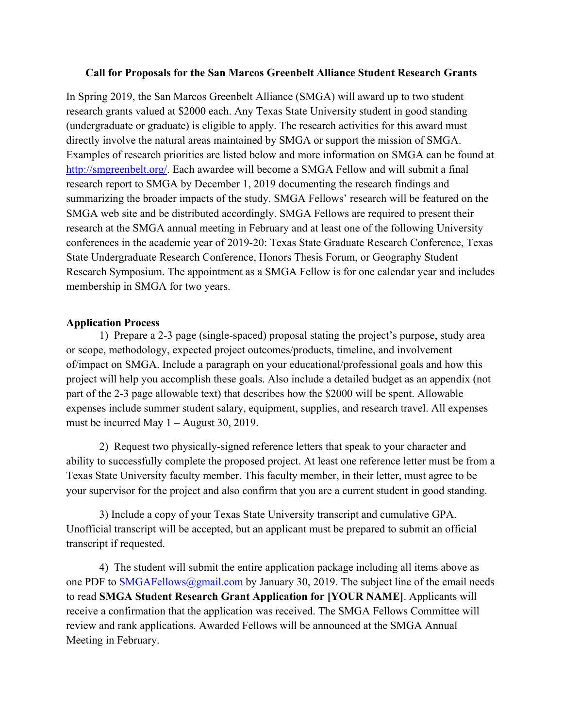**Call for Proposals for the San Marcos Greenbelt Alliance Student Research Grants**

In Spring 2019, the San Marcos Greenbelt Alliance (SMGA) will award up to two student research grants valued at $2000 each. Any Texas State University student in good standing (undergraduate or graduate) is eligible to apply. The research activities for this award must directly involve the natural areas maintained by SMGA or support the mission of SMGA. Examples of research priorities are listed below and more information on SMGA can be found at [http://smgreenbelt.org/](http://smgreenbelt.org/). Each awardee will become a SMGA Fellow and will submit a final research report to SMGA by December 1, 2019 documenting the research findings and summarizing the broader impacts of the study. SMGA Fellows' research will be featured on the SMGA web site and be distributed accordingly. SMGA Fellows are required to present their research at the SMGA annual meeting in February and at least one of the following University conferences in the academic year of 2019-20: Texas State Graduate Research Conference, Texas State Undergraduate Research Conference, Honors Thesis Forum, or Geography Student Research Symposium. The appointment as a SMGA Fellow is for one calendar year and includes membership in SMGA for two years.

**Application Process**

1) Prepare a 2-3 page (single-spaced) proposal stating the project's purpose, study area or scope, methodology, expected project outcomes/products, timeline, and involvement of/impact on SMGA. Include a paragraph on your educational/professional goals and how this project will help you accomplish these goals. Also include a detailed budget as an appendix (not part of the 2-3 page allowable text) that describes how the $2000 will be spent. Allowable expenses include summer student salary, equipment, supplies, and research travel. All expenses must be incurred May 1 – August 30, 2019.

2) Request two physically-signed reference letters that speak to your character and ability to successfully complete the proposed project. At least one reference letter must be from a Texas State University faculty member. This faculty member, in their letter, must agree to be your supervisor for the project and also confirm that you are a current student in good standing.

3) Include a copy of your Texas State University transcript and cumulative GPA. Unofficial transcript will be accepted, but an applicant must be prepared to submit an official transcript if requested.

4) The student will submit the entire application package including all items above as one PDF to [SMGAFellows@gmail.com](mailto:SMGAFellows@gmail.com) by January 30, 2019. The subject line of the email needs to read **SMGA Student Research Grant Application for [YOUR NAME]**. Applicants will receive a confirmation that the application was received. The SMGA Fellows Committee will review and rank applications. Awarded Fellows will be announced at the SMGA Annual Meeting in February.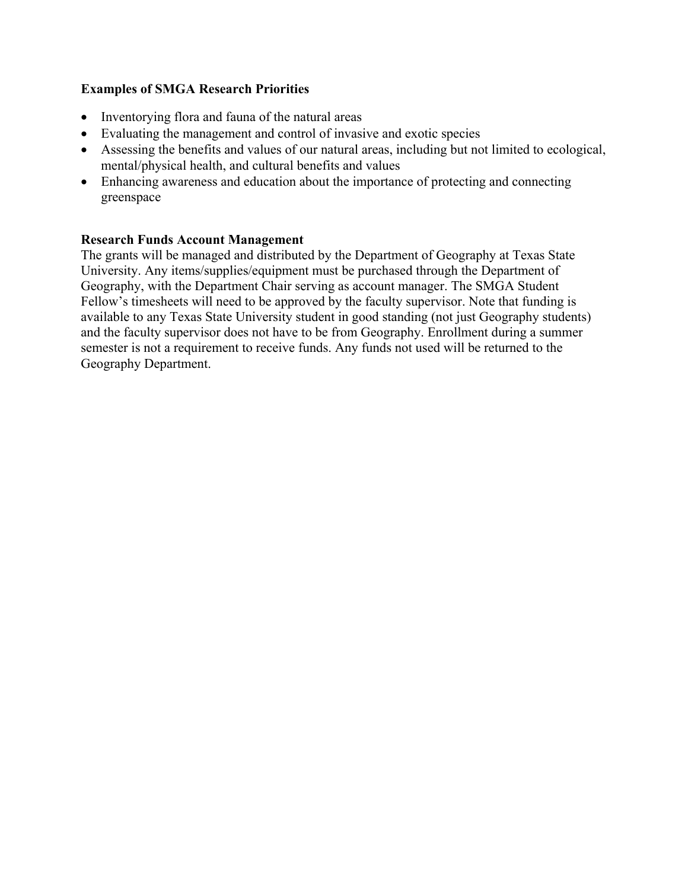**Examples of SMGA Research Priorities**

- Inventorying flora and fauna of the natural areas
- Evaluating the management and control of invasive and exotic species
- Assessing the benefits and values of our natural areas, including but not limited to ecological, mental/physical health, and cultural benefits and values
- Enhancing awareness and education about the importance of protecting and connecting greenspace

**Research Funds Account Management**

The grants will be managed and distributed by the Department of Geography at Texas State University. Any items/supplies/equipment must be purchased through the Department of Geography, with the Department Chair serving as account manager. The SMGA Student Fellow's timesheets will need to be approved by the faculty supervisor. Note that funding is available to any Texas State University student in good standing (not just Geography students) and the faculty supervisor does not have to be from Geography. Enrollment during a summer semester is not a requirement to receive funds. Any funds not used will be returned to the Geography Department.